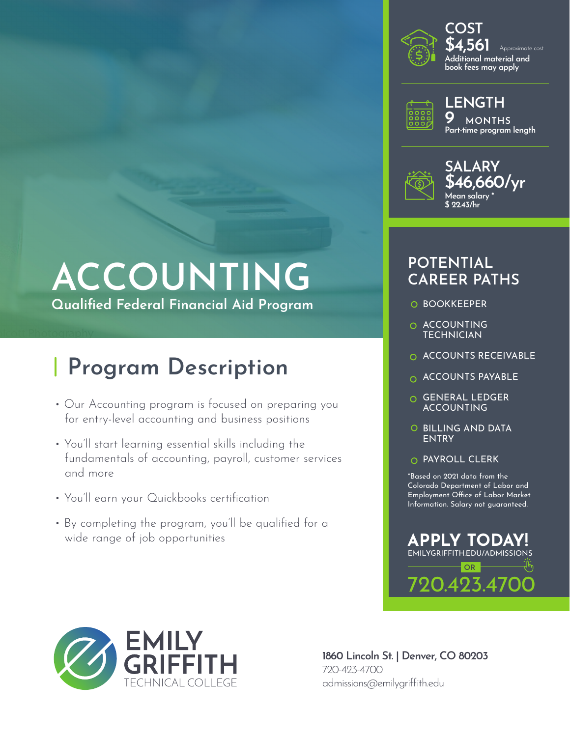# ACCOUNTING

**Qualified Federal Financial Aid Program**

## Program Description

- Our Accounting program is focused on preparing you for entry-level accounting and business positions
- You'll start learning essential skills including the fundamentals of accounting, payroll, customer services and more
- You'll earn your Quickbooks certification
- By completing the program, you'll be qualified for a wide range of job opportunities

**COST**
**$4,561** Approximate cost
Additional material and book fees may apply

**LENGTH**
**9 MONTHS**
Part-time program length

**SALARY**
**$46,660/yr**
Mean salary *
$ 22.43/hr

## POTENTIAL CAREER PATHS

- BOOKKEEPER
- ACCOUNTING TECHNICIAN
- ACCOUNTS RECEIVABLE
- ACCOUNTS PAYABLE
- GENERAL LEDGER ACCOUNTING
- BILLING AND DATA ENTRY
- PAYROLL CLERK

*Based on 2021 data from the Colorado Department of Labor and Employment Office of Labor Market Information. Salary not guaranteed.

## APPLY TODAY!

EMILYGRIFFITH.EDU/ADMISSIONS

OR

720.423.4700

EMILY GRIFFITH TECHNICAL COLLEGE

**1860 Lincoln St. | Denver, CO 80203**
720-423-4700
admissions@emilygriffith.edu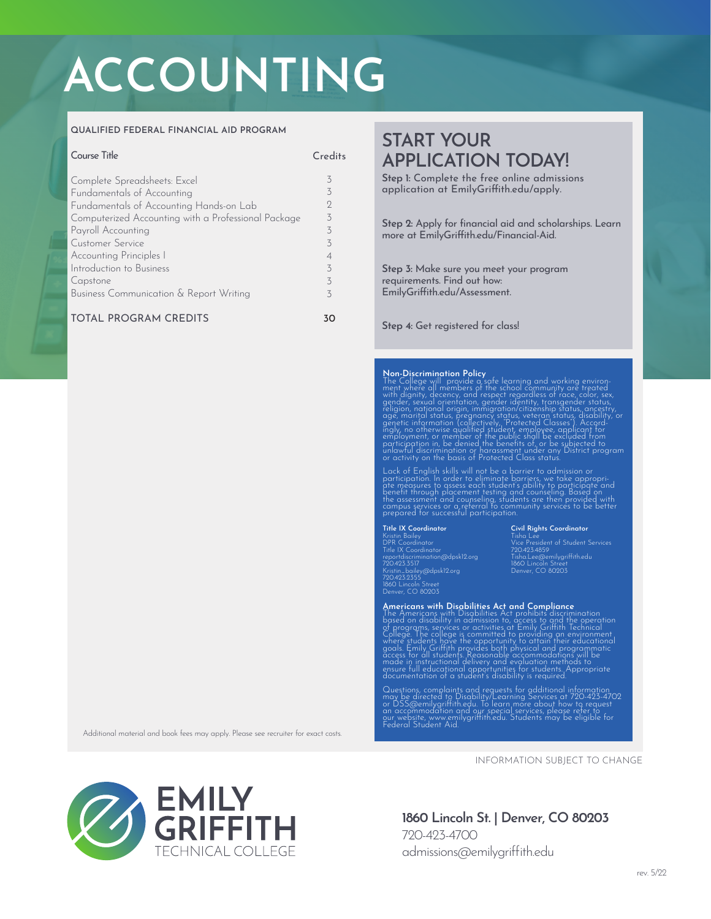# ACCOUNTING

**QUALIFIED FEDERAL FINANCIAL AID PROGRAM**

| Course Title | Credits |
|---|---|
| Complete Spreadsheets: Excel | 3 |
| Fundamentals of Accounting | 3 |
| Fundamentals of Accounting Hands-on Lab | 2 |
| Computerized Accounting with a Professional Package | 3 |
| Payroll Accounting | 3 |
| Customer Service | 3 |
| Accounting Principles I | 4 |
| Introduction to Business | 3 |
| Capstone | 3 |
| Business Communication & Report Writing | 3 |
| TOTAL PROGRAM CREDITS | **30** |

Additional material and book fees may apply. Please see recruiter for exact costs.

## START YOUR APPLICATION TODAY!

**Step 1:** Complete the free online admissions application at EmilyGriffith.edu/apply.

**Step 2:** Apply for financial aid and scholarships. Learn more at EmilyGriffith.edu/Financial-Aid.

**Step 3:** Make sure you meet your program requirements. Find out how: EmilyGriffith.edu/Assessment.

**Step 4:** Get registered for class!

**Non-Discrimination Policy**
The College will provide a safe learning and working environment where all members of the school community are treated with dignity, decency, and respect regardless of race, color, sex, gender, sexual orientation, gender identity, transgender status, religion, national origin, immigration/citizenship status, ancestry, age, marital status, pregnancy status, veteran status, disability, or genetic information (collectively, 'Protected Classes'). Accordingly, no otherwise qualified student, employee, applicant for employment, or member of the public shall be excluded from participation in, be denied the benefits of, or be subjected to unlawful discrimination or harassment under any District program or activity on the basis of Protected Class status.

Lack of English skills will not be a barrier to admission or participation. In order to eliminate barriers, we take appropriate measures to assess each student's ability to participate and benefit through placement testing and counseling. Based on the assessment and counseling, students are then provided with campus services or a referral to community services to be better prepared for successful participation.

**Title IX Coordinator**
Kristin Bailey
DPR Coordinator
Title IX Coordinator
reportdiscrimination@dpsk12.org
720.423.3517
Kristin_bailey@dpsk12.org
720.423.2355
1860 Lincoln Street
Denver, CO 80203

**Civil Rights Coordinator**
Tisha Lee
Vice President of Student Services
720.423.4859
Tisha.Lee@emilygriffith.edu
1860 Lincoln Street
Denver, CO 80203

**Americans with Disabilities Act and Compliance**
The Americans with Disabilities Act prohibits discrimination based on disability in admission to, access to and the operation of programs, services or activities at Emily Griffith Technical College. The college is committed to providing an environment where students have the opportunity to attain their educational goals. Emily Griffith provides both physical and programmatic access for all students. Reasonable accommodations will be made in instructional delivery and evaluation methods to ensure full educational opportunities for students. Appropriate documentation of a student's disability is required.

Questions, complaints and requests for additional information may be directed to Disability/Learning Services at 720-423-4702 or DSS@emilygriffith.edu. To learn more about how to request an accommodation and our special services, please refer to our website, www.emilygriffith.edu. Students may be eligible for Federal Student Aid.

INFORMATION SUBJECT TO CHANGE

EMILY GRIFFITH TECHNICAL COLLEGE

**1860 Lincoln St. | Denver, CO 80203**
720-423-4700
admissions@emilygriffith.edu

rev. 5/22